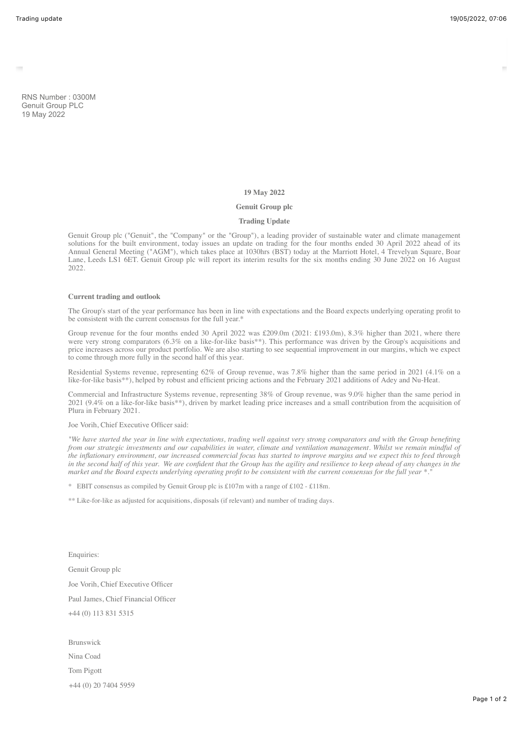RNS Number : 0300M
Genuit Group PLC
19 May 2022

**19 May 2022**

**Genuit Group plc**

**Trading Update**

Genuit Group plc ("Genuit", the "Company" or the "Group"), a leading provider of sustainable water and climate management solutions for the built environment, today issues an update on trading for the four months ended 30 April 2022 ahead of its Annual General Meeting ("AGM"), which takes place at 1030hrs (BST) today at the Marriott Hotel, 4 Trevelyan Square, Boar Lane, Leeds LS1 6ET. Genuit Group plc will report its interim results for the six months ending 30 June 2022 on 16 August 2022.

**Current trading and outlook**

The Group's start of the year performance has been in line with expectations and the Board expects underlying operating profit to be consistent with the current consensus for the full year.*

Group revenue for the four months ended 30 April 2022 was £209.0m (2021: £193.0m), 8.3% higher than 2021, where there were very strong comparators (6.3% on a like-for-like basis**). This performance was driven by the Group's acquisitions and price increases across our product portfolio. We are also starting to see sequential improvement in our margins, which we expect to come through more fully in the second half of this year.

Residential Systems revenue, representing 62% of Group revenue, was 7.8% higher than the same period in 2021 (4.1% on a like-for-like basis**), helped by robust and efficient pricing actions and the February 2021 additions of Adey and Nu-Heat.

Commercial and Infrastructure Systems revenue, representing 38% of Group revenue, was 9.0% higher than the same period in 2021 (9.4% on a like-for-like basis**), driven by market leading price increases and a small contribution from the acquisition of Plura in February 2021.

Joe Vorih, Chief Executive Officer said:

*"We have started the year in line with expectations, trading well against very strong comparators and with the Group benefiting from our strategic investments and our capabilities in water, climate and ventilation management. Whilst we remain mindful of the inflationary environment, our increased commercial focus has started to improve margins and we expect this to feed through in the second half of this year. We are confident that the Group has the agility and resilience to keep ahead of any changes in the market and the Board expects underlying operating profit to be consistent with the current consensus for the full year *."*

\* EBIT consensus as compiled by Genuit Group plc is £107m with a range of £102 - £118m.

** Like-for-like as adjusted for acquisitions, disposals (if relevant) and number of trading days.

Enquiries:

Genuit Group plc

Joe Vorih, Chief Executive Officer

Paul James, Chief Financial Officer

+44 (0) 113 831 5315

Brunswick

Nina Coad

Tom Pigott

+44 (0) 20 7404 5959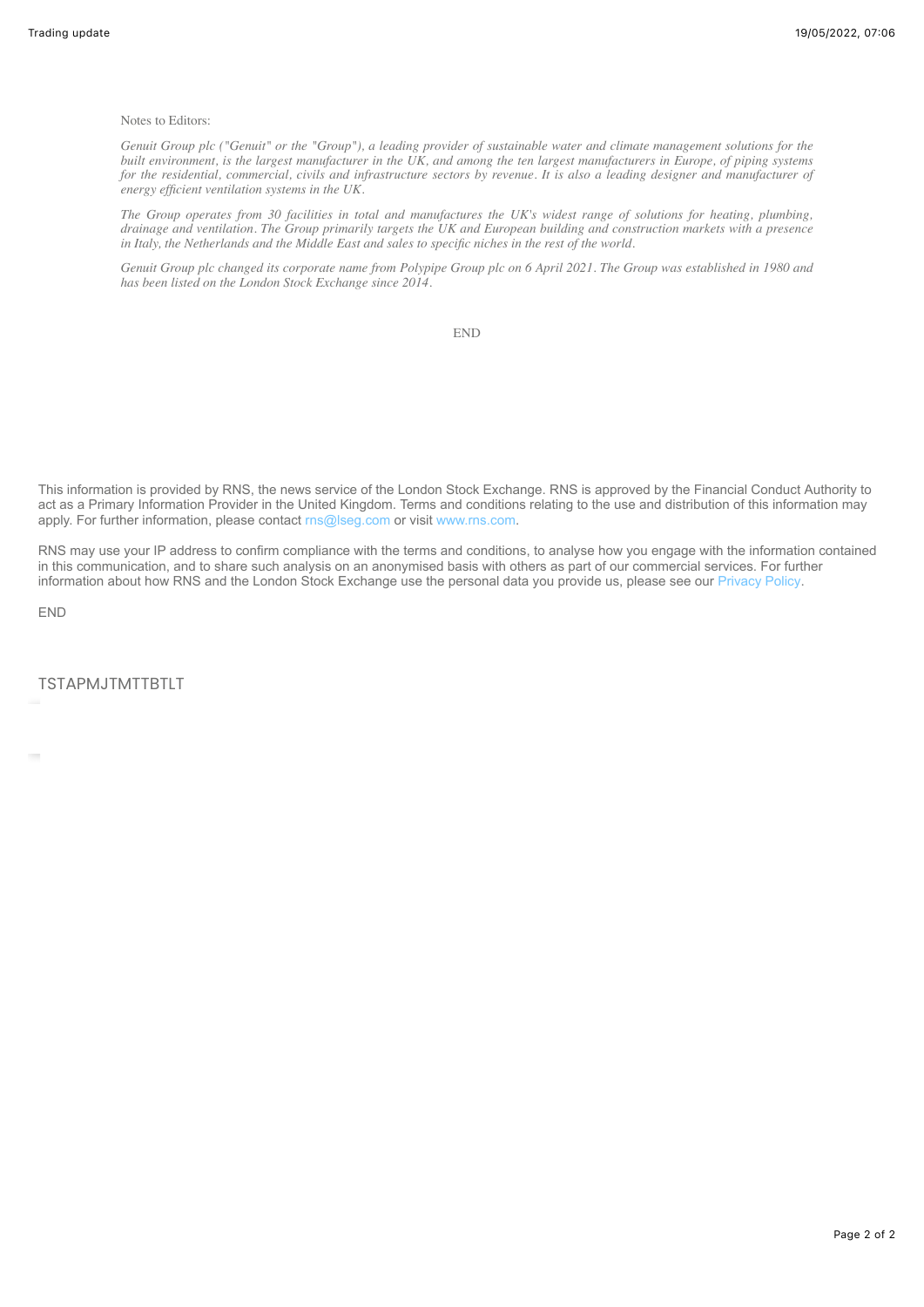Notes to Editors:

*Genuit Group plc ("Genuit" or the "Group"), a leading provider of sustainable water and climate management solutions for the built environment, is the largest manufacturer in the UK, and among the ten largest manufacturers in Europe, of piping systems for the residential, commercial, civils and infrastructure sectors by revenue. It is also a leading designer and manufacturer of energy efficient ventilation systems in the UK.*

*The Group operates from 30 facilities in total and manufactures the UK's widest range of solutions for heating, plumbing, drainage and ventilation. The Group primarily targets the UK and European building and construction markets with a presence in Italy, the Netherlands and the Middle East and sales to specific niches in the rest of the world.*

*Genuit Group plc changed its corporate name from Polypipe Group plc on 6 April 2021. The Group was established in 1980 and has been listed on the London Stock Exchange since 2014.*

END

This information is provided by RNS, the news service of the London Stock Exchange. RNS is approved by the Financial Conduct Authority to act as a Primary Information Provider in the United Kingdom. Terms and conditions relating to the use and distribution of this information may apply. For further information, please contact rns@lseg.com or visit www.rns.com.

RNS may use your IP address to confirm compliance with the terms and conditions, to analyse how you engage with the information contained in this communication, and to share such analysis on an anonymised basis with others as part of our commercial services. For further information about how RNS and the London Stock Exchange use the personal data you provide us, please see our Privacy Policy.

END

TSTAPMJTMTTBTLT